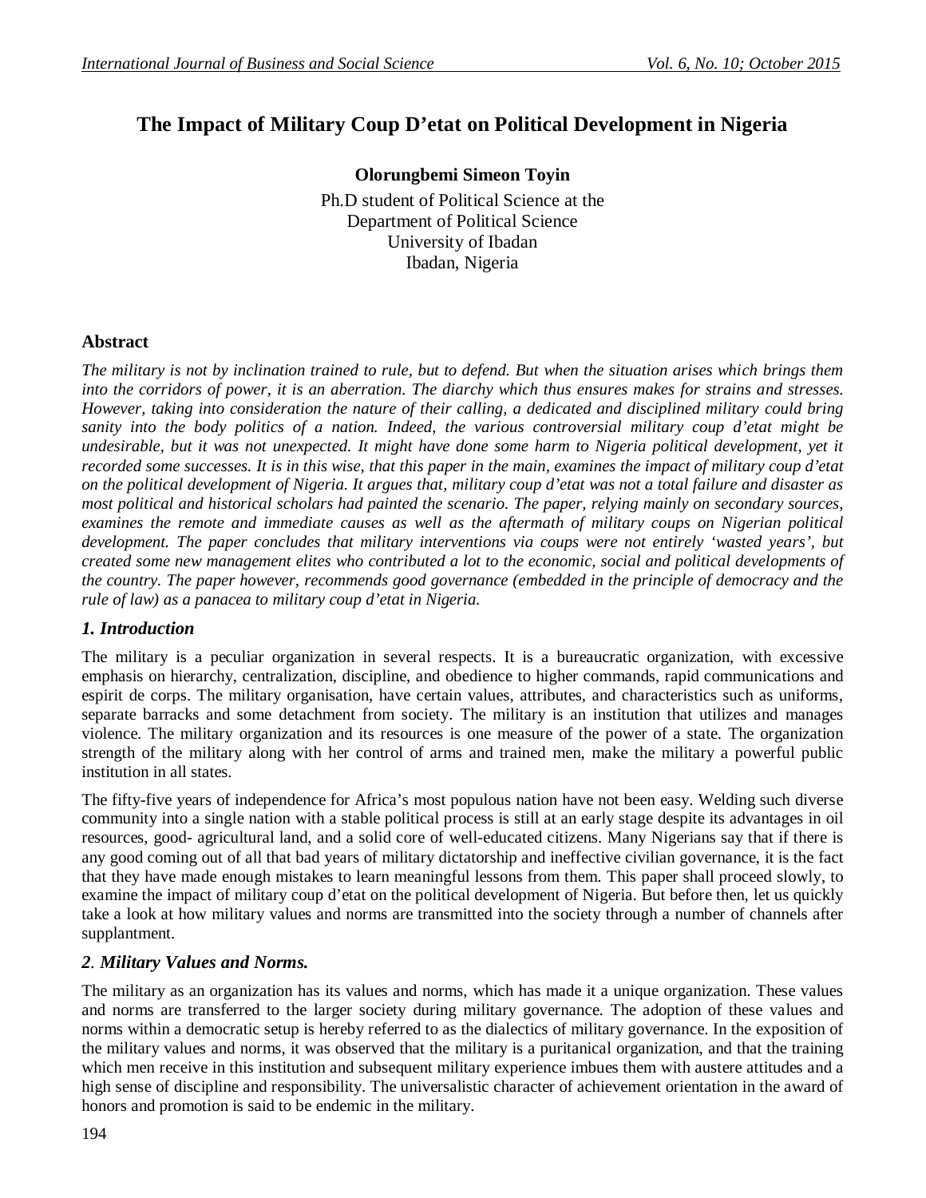# The Impact of Military Coup D'etat on Political Development in Nigeria

**Olorungbemi Simeon Toyin**

Ph.D student of Political Science at the
Department of Political Science
University of Ibadan
Ibadan, Nigeria

## Abstract

*The military is not by inclination trained to rule, but to defend. But when the situation arises which brings them into the corridors of power, it is an aberration. The diarchy which thus ensures makes for strains and stresses. However, taking into consideration the nature of their calling, a dedicated and disciplined military could bring sanity into the body politics of a nation. Indeed, the various controversial military coup d'etat might be undesirable, but it was not unexpected. It might have done some harm to Nigeria political development, yet it recorded some successes. It is in this wise, that this paper in the main, examines the impact of military coup d'etat on the political development of Nigeria. It argues that, military coup d'etat was not a total failure and disaster as most political and historical scholars had painted the scenario. The paper, relying mainly on secondary sources, examines the remote and immediate causes as well as the aftermath of military coups on Nigerian political development. The paper concludes that military interventions via coups were not entirely 'wasted years', but created some new management elites who contributed a lot to the economic, social and political developments of the country. The paper however, recommends good governance (embedded in the principle of democracy and the rule of law) as a panacea to military coup d'etat in Nigeria.*

## *1. Introduction*

The military is a peculiar organization in several respects. It is a bureaucratic organization, with excessive emphasis on hierarchy, centralization, discipline, and obedience to higher commands, rapid communications and espirit de corps. The military organisation, have certain values, attributes, and characteristics such as uniforms, separate barracks and some detachment from society. The military is an institution that utilizes and manages violence. The military organization and its resources is one measure of the power of a state. The organization strength of the military along with her control of arms and trained men, make the military a powerful public institution in all states.

The fifty-five years of independence for Africa's most populous nation have not been easy. Welding such diverse community into a single nation with a stable political process is still at an early stage despite its advantages in oil resources, good- agricultural land, and a solid core of well-educated citizens. Many Nigerians say that if there is any good coming out of all that bad years of military dictatorship and ineffective civilian governance, it is the fact that they have made enough mistakes to learn meaningful lessons from them. This paper shall proceed slowly, to examine the impact of military coup d'etat on the political development of Nigeria. But before then, let us quickly take a look at how military values and norms are transmitted into the society through a number of channels after supplantment.

## *2. Military Values and Norms.*

The military as an organization has its values and norms, which has made it a unique organization. These values and norms are transferred to the larger society during military governance. The adoption of these values and norms within a democratic setup is hereby referred to as the dialectics of military governance. In the exposition of the military values and norms, it was observed that the military is a puritanical organization, and that the training which men receive in this institution and subsequent military experience imbues them with austere attitudes and a high sense of discipline and responsibility. The universalistic character of achievement orientation in the award of honors and promotion is said to be endemic in the military.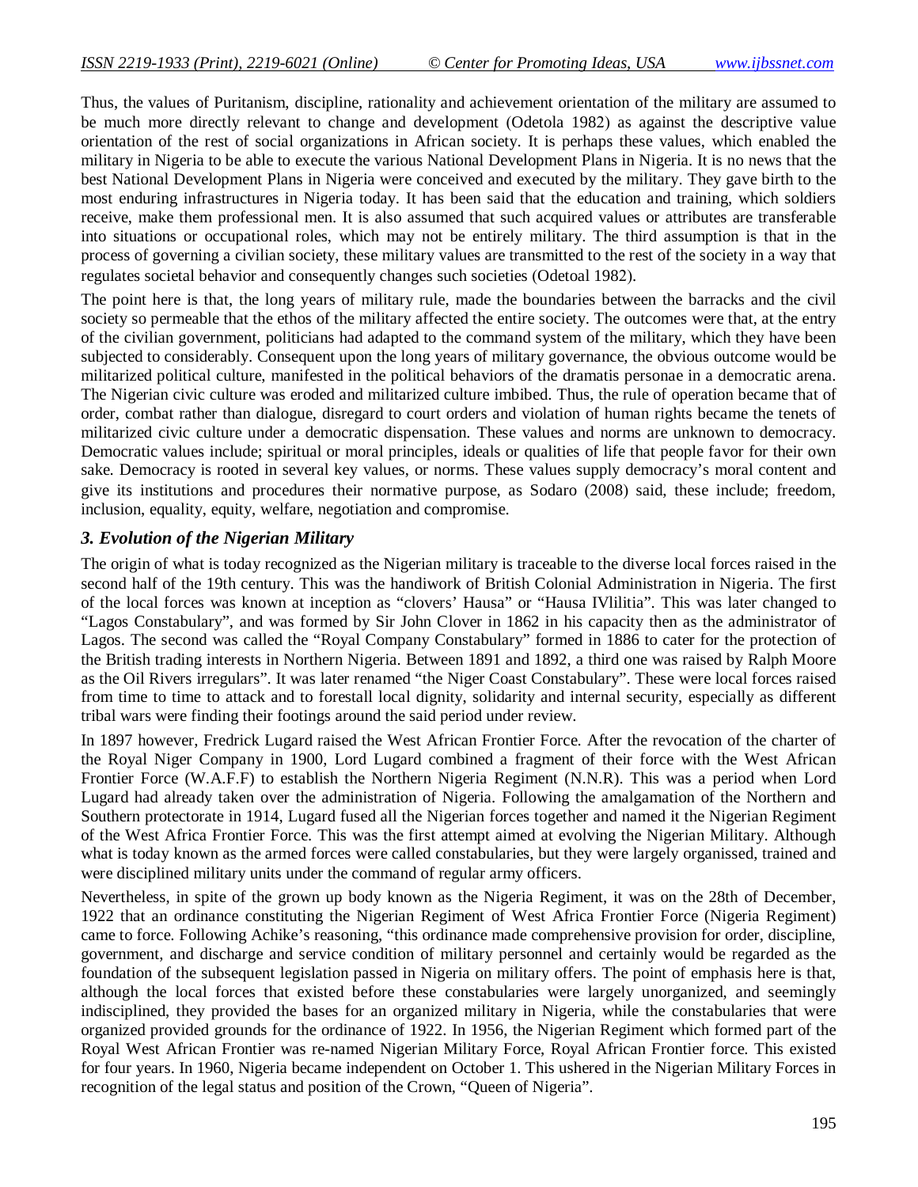Thus, the values of Puritanism, discipline, rationality and achievement orientation of the military are assumed to be much more directly relevant to change and development (Odetola 1982) as against the descriptive value orientation of the rest of social organizations in African society. It is perhaps these values, which enabled the military in Nigeria to be able to execute the various National Development Plans in Nigeria. It is no news that the best National Development Plans in Nigeria were conceived and executed by the military. They gave birth to the most enduring infrastructures in Nigeria today. It has been said that the education and training, which soldiers receive, make them professional men. It is also assumed that such acquired values or attributes are transferable into situations or occupational roles, which may not be entirely military. The third assumption is that in the process of governing a civilian society, these military values are transmitted to the rest of the society in a way that regulates societal behavior and consequently changes such societies (Odetoal 1982).

The point here is that, the long years of military rule, made the boundaries between the barracks and the civil society so permeable that the ethos of the military affected the entire society. The outcomes were that, at the entry of the civilian government, politicians had adapted to the command system of the military, which they have been subjected to considerably. Consequent upon the long years of military governance, the obvious outcome would be militarized political culture, manifested in the political behaviors of the dramatis personae in a democratic arena. The Nigerian civic culture was eroded and militarized culture imbibed. Thus, the rule of operation became that of order, combat rather than dialogue, disregard to court orders and violation of human rights became the tenets of militarized civic culture under a democratic dispensation. These values and norms are unknown to democracy. Democratic values include; spiritual or moral principles, ideals or qualities of life that people favor for their own sake. Democracy is rooted in several key values, or norms. These values supply democracy's moral content and give its institutions and procedures their normative purpose, as Sodaro (2008) said, these include; freedom, inclusion, equality, equity, welfare, negotiation and compromise.

### *3. Evolution of the Nigerian Military*

The origin of what is today recognized as the Nigerian military is traceable to the diverse local forces raised in the second half of the 19th century. This was the handiwork of British Colonial Administration in Nigeria. The first of the local forces was known at inception as "clovers' Hausa" or "Hausa IVlilitia". This was later changed to "Lagos Constabulary", and was formed by Sir John Clover in 1862 in his capacity then as the administrator of Lagos. The second was called the "Royal Company Constabulary" formed in 1886 to cater for the protection of the British trading interests in Northern Nigeria. Between 1891 and 1892, a third one was raised by Ralph Moore as the Oil Rivers irregulars". It was later renamed "the Niger Coast Constabulary". These were local forces raised from time to time to attack and to forestall local dignity, solidarity and internal security, especially as different tribal wars were finding their footings around the said period under review.

In 1897 however, Fredrick Lugard raised the West African Frontier Force. After the revocation of the charter of the Royal Niger Company in 1900, Lord Lugard combined a fragment of their force with the West African Frontier Force (W.A.F.F) to establish the Northern Nigeria Regiment (N.N.R). This was a period when Lord Lugard had already taken over the administration of Nigeria. Following the amalgamation of the Northern and Southern protectorate in 1914, Lugard fused all the Nigerian forces together and named it the Nigerian Regiment of the West Africa Frontier Force. This was the first attempt aimed at evolving the Nigerian Military. Although what is today known as the armed forces were called constabularies, but they were largely organised, trained and were disciplined military units under the command of regular army officers.

Nevertheless, in spite of the grown up body known as the Nigeria Regiment, it was on the 28th of December, 1922 that an ordinance constituting the Nigerian Regiment of West Africa Frontier Force (Nigeria Regiment) came to force. Following Achike's reasoning, "this ordinance made comprehensive provision for order, discipline, government, and discharge and service condition of military personnel and certainly would be regarded as the foundation of the subsequent legislation passed in Nigeria on military offers. The point of emphasis here is that, although the local forces that existed before these constabularies were largely unorganized, and seemingly indisciplined, they provided the bases for an organized military in Nigeria, while the constabularies that were organized provided grounds for the ordinance of 1922. In 1956, the Nigerian Regiment which formed part of the Royal West African Frontier was re-named Nigerian Military Force, Royal African Frontier force. This existed for four years. In 1960, Nigeria became independent on October 1. This ushered in the Nigerian Military Forces in recognition of the legal status and position of the Crown, "Queen of Nigeria".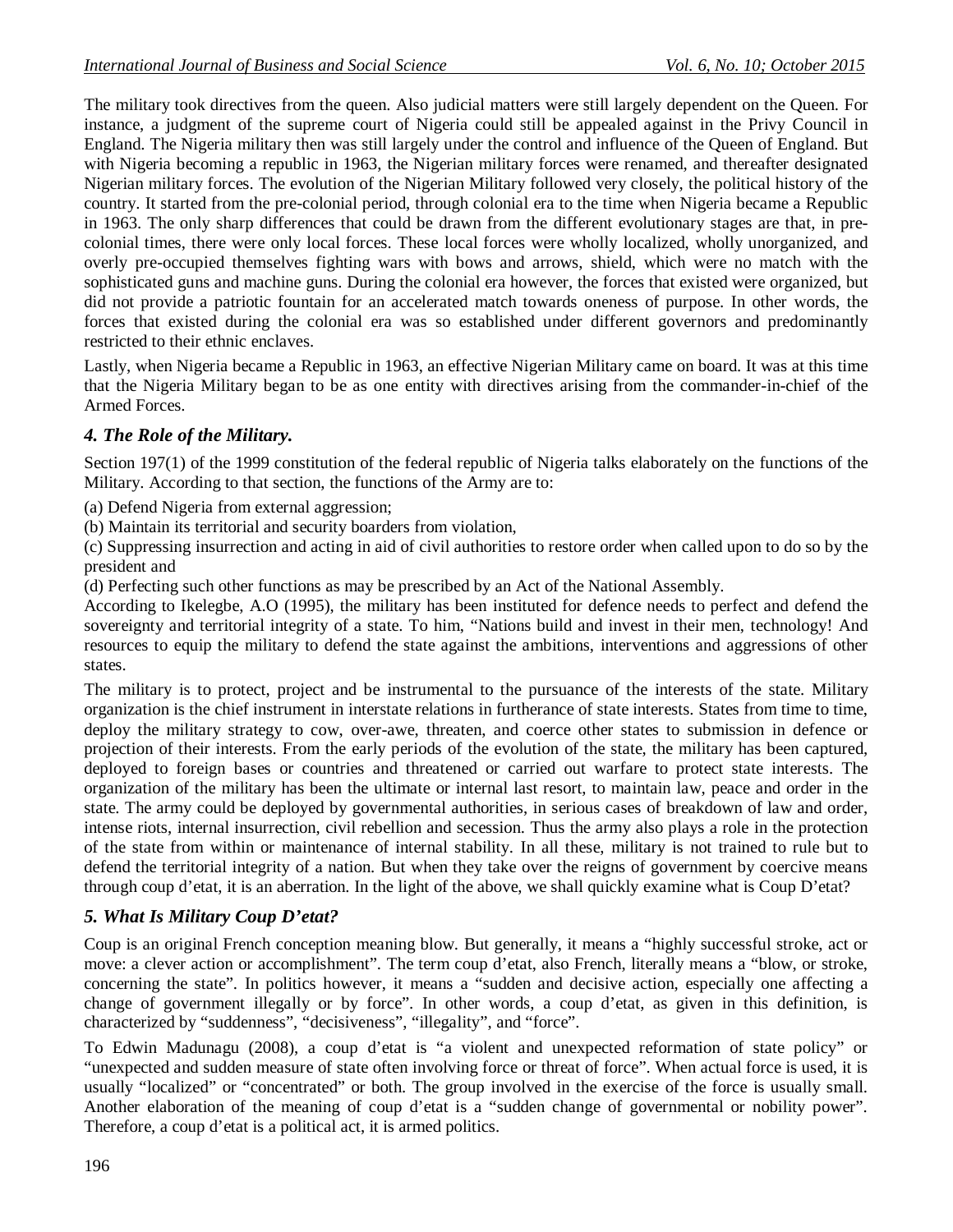The military took directives from the queen. Also judicial matters were still largely dependent on the Queen. For instance, a judgment of the supreme court of Nigeria could still be appealed against in the Privy Council in England. The Nigeria military then was still largely under the control and influence of the Queen of England. But with Nigeria becoming a republic in 1963, the Nigerian military forces were renamed, and thereafter designated Nigerian military forces. The evolution of the Nigerian Military followed very closely, the political history of the country. It started from the pre-colonial period, through colonial era to the time when Nigeria became a Republic in 1963. The only sharp differences that could be drawn from the different evolutionary stages are that, in pre-colonial times, there were only local forces. These local forces were wholly localized, wholly unorganized, and overly pre-occupied themselves fighting wars with bows and arrows, shield, which were no match with the sophisticated guns and machine guns. During the colonial era however, the forces that existed were organized, but did not provide a patriotic fountain for an accelerated match towards oneness of purpose. In other words, the forces that existed during the colonial era was so established under different governors and predominantly restricted to their ethnic enclaves.

Lastly, when Nigeria became a Republic in 1963, an effective Nigerian Military came on board. It was at this time that the Nigeria Military began to be as one entity with directives arising from the commander-in-chief of the Armed Forces.

## *4. The Role of the Military.*

Section 197(1) of the 1999 constitution of the federal republic of Nigeria talks elaborately on the functions of the Military. According to that section, the functions of the Army are to:

(a) Defend Nigeria from external aggression;

(b) Maintain its territorial and security boarders from violation,

(c) Suppressing insurrection and acting in aid of civil authorities to restore order when called upon to do so by the president and

(d) Perfecting such other functions as may be prescribed by an Act of the National Assembly.

According to Ikelegbe, A.O (1995), the military has been instituted for defence needs to perfect and defend the sovereignty and territorial integrity of a state. To him, "Nations build and invest in their men, technology! And resources to equip the military to defend the state against the ambitions, interventions and aggressions of other states.

The military is to protect, project and be instrumental to the pursuance of the interests of the state. Military organization is the chief instrument in interstate relations in furtherance of state interests. States from time to time, deploy the military strategy to cow, over-awe, threaten, and coerce other states to submission in defence or projection of their interests. From the early periods of the evolution of the state, the military has been captured, deployed to foreign bases or countries and threatened or carried out warfare to protect state interests. The organization of the military has been the ultimate or internal last resort, to maintain law, peace and order in the state. The army could be deployed by governmental authorities, in serious cases of breakdown of law and order, intense riots, internal insurrection, civil rebellion and secession. Thus the army also plays a role in the protection of the state from within or maintenance of internal stability. In all these, military is not trained to rule but to defend the territorial integrity of a nation. But when they take over the reigns of government by coercive means through coup d'etat, it is an aberration. In the light of the above, we shall quickly examine what is Coup D'etat?

## *5. What Is Military Coup D'etat?*

Coup is an original French conception meaning blow. But generally, it means a "highly successful stroke, act or move: a clever action or accomplishment". The term coup d'etat, also French, literally means a "blow, or stroke, concerning the state". In politics however, it means a "sudden and decisive action, especially one affecting a change of government illegally or by force". In other words, a coup d'etat, as given in this definition, is characterized by "suddenness", "decisiveness", "illegality", and "force".

To Edwin Madunagu (2008), a coup d'etat is "a violent and unexpected reformation of state policy" or "unexpected and sudden measure of state often involving force or threat of force". When actual force is used, it is usually "localized" or "concentrated" or both. The group involved in the exercise of the force is usually small. Another elaboration of the meaning of coup d'etat is a "sudden change of governmental or nobility power". Therefore, a coup d'etat is a political act, it is armed politics.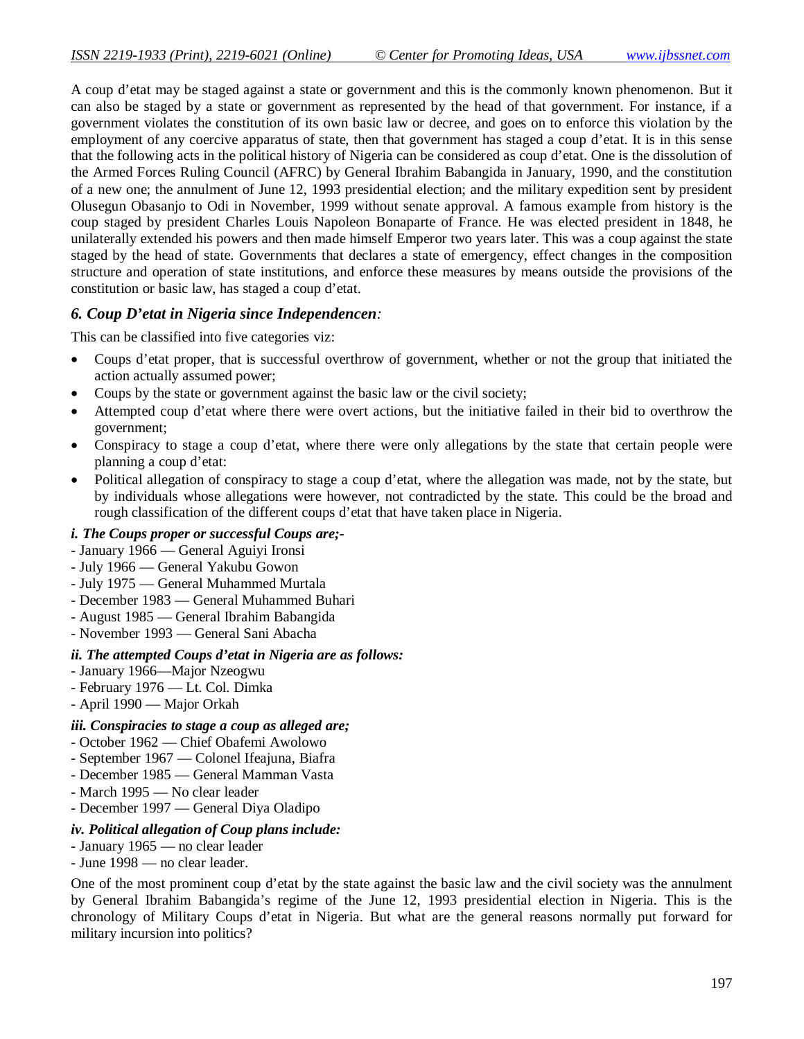A coup d'etat may be staged against a state or government and this is the commonly known phenomenon. But it can also be staged by a state or government as represented by the head of that government. For instance, if a government violates the constitution of its own basic law or decree, and goes on to enforce this violation by the employment of any coercive apparatus of state, then that government has staged a coup d'etat. It is in this sense that the following acts in the political history of Nigeria can be considered as coup d'etat. One is the dissolution of the Armed Forces Ruling Council (AFRC) by General Ibrahim Babangida in January, 1990, and the constitution of a new one; the annulment of June 12, 1993 presidential election; and the military expedition sent by president Olusegun Obasanjo to Odi in November, 1999 without senate approval. A famous example from history is the coup staged by president Charles Louis Napoleon Bonaparte of France. He was elected president in 1848, he unilaterally extended his powers and then made himself Emperor two years later. This was a coup against the state staged by the head of state. Governments that declares a state of emergency, effect changes in the composition structure and operation of state institutions, and enforce these measures by means outside the provisions of the constitution or basic law, has staged a coup d'etat.

## *6. Coup D'etat in Nigeria since Independencen:*

This can be classified into five categories viz:

- Coups d'etat proper, that is successful overthrow of government, whether or not the group that initiated the action actually assumed power;
- Coups by the state or government against the basic law or the civil society;
- Attempted coup d'etat where there were overt actions, but the initiative failed in their bid to overthrow the government;
- Conspiracy to stage a coup d'etat, where there were only allegations by the state that certain people were planning a coup d'etat:
- Political allegation of conspiracy to stage a coup d'etat, where the allegation was made, not by the state, but by individuals whose allegations were however, not contradicted by the state. This could be the broad and rough classification of the different coups d'etat that have taken place in Nigeria.

### *i. The Coups proper or successful Coups are;-*

- January 1966 — General Aguiyi Ironsi
- July 1966 — General Yakubu Gowon
- July 1975 — General Muhammed Murtala
- December 1983 — General Muhammed Buhari
- August 1985 — General Ibrahim Babangida
- November 1993 — General Sani Abacha

### *ii. The attempted Coups d'etat in Nigeria are as follows:*

- January 1966—Major Nzeogwu
- February 1976 — Lt. Col. Dimka
- April 1990 — Major Orkah

### *iii. Conspiracies to stage a coup as alleged are;*

- October 1962 — Chief Obafemi Awolowo
- September 1967 — Colonel Ifeajuna, Biafra
- December 1985 — General Mamman Vasta
- March 1995 — No clear leader
- December 1997 — General Diya Oladipo

### *iv. Political allegation of Coup plans include:*

- January 1965 — no clear leader
- June 1998 — no clear leader.

One of the most prominent coup d'etat by the state against the basic law and the civil society was the annulment by General Ibrahim Babangida's regime of the June 12, 1993 presidential election in Nigeria. This is the chronology of Military Coups d'etat in Nigeria. But what are the general reasons normally put forward for military incursion into politics?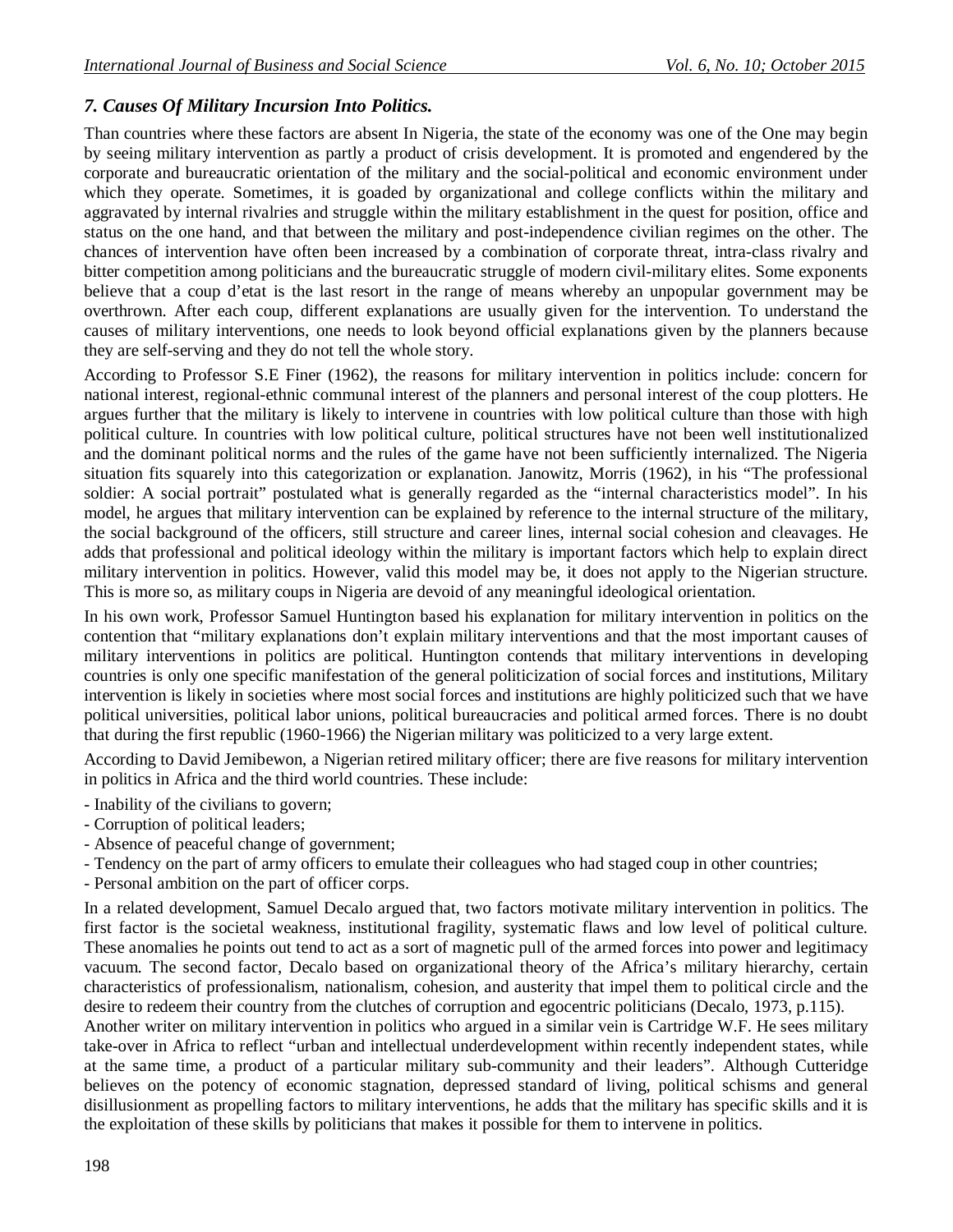### *7. Causes Of Military Incursion Into Politics.*

Than countries where these factors are absent In Nigeria, the state of the economy was one of the One may begin by seeing military intervention as partly a product of crisis development. It is promoted and engendered by the corporate and bureaucratic orientation of the military and the social-political and economic environment under which they operate. Sometimes, it is goaded by organizational and college conflicts within the military and aggravated by internal rivalries and struggle within the military establishment in the quest for position, office and status on the one hand, and that between the military and post-independence civilian regimes on the other. The chances of intervention have often been increased by a combination of corporate threat, intra-class rivalry and bitter competition among politicians and the bureaucratic struggle of modern civil-military elites. Some exponents believe that a coup d'etat is the last resort in the range of means whereby an unpopular government may be overthrown. After each coup, different explanations are usually given for the intervention. To understand the causes of military interventions, one needs to look beyond official explanations given by the planners because they are self-serving and they do not tell the whole story.

According to Professor S.E Finer (1962), the reasons for military intervention in politics include: concern for national interest, regional-ethnic communal interest of the planners and personal interest of the coup plotters. He argues further that the military is likely to intervene in countries with low political culture than those with high political culture. In countries with low political culture, political structures have not been well institutionalized and the dominant political norms and the rules of the game have not been sufficiently internalized. The Nigeria situation fits squarely into this categorization or explanation. Janowitz, Morris (1962), in his "The professional soldier: A social portrait" postulated what is generally regarded as the "internal characteristics model". In his model, he argues that military intervention can be explained by reference to the internal structure of the military, the social background of the officers, still structure and career lines, internal social cohesion and cleavages. He adds that professional and political ideology within the military is important factors which help to explain direct military intervention in politics. However, valid this model may be, it does not apply to the Nigerian structure. This is more so, as military coups in Nigeria are devoid of any meaningful ideological orientation.

In his own work, Professor Samuel Huntington based his explanation for military intervention in politics on the contention that "military explanations don't explain military interventions and that the most important causes of military interventions in politics are political. Huntington contends that military interventions in developing countries is only one specific manifestation of the general politicization of social forces and institutions, Military intervention is likely in societies where most social forces and institutions are highly politicized such that we have political universities, political labor unions, political bureaucracies and political armed forces. There is no doubt that during the first republic (1960-1966) the Nigerian military was politicized to a very large extent.

According to David Jemibewon, a Nigerian retired military officer; there are five reasons for military intervention in politics in Africa and the third world countries. These include:

- Inability of the civilians to govern;
- Corruption of political leaders;
- Absence of peaceful change of government;
- Tendency on the part of army officers to emulate their colleagues who had staged coup in other countries;
- Personal ambition on the part of officer corps.

In a related development, Samuel Decalo argued that, two factors motivate military intervention in politics. The first factor is the societal weakness, institutional fragility, systematic flaws and low level of political culture. These anomalies he points out tend to act as a sort of magnetic pull of the armed forces into power and legitimacy vacuum. The second factor, Decalo based on organizational theory of the Africa's military hierarchy, certain characteristics of professionalism, nationalism, cohesion, and austerity that impel them to political circle and the desire to redeem their country from the clutches of corruption and egocentric politicians (Decalo, 1973, p.115).

Another writer on military intervention in politics who argued in a similar vein is Cartridge W.F. He sees military take-over in Africa to reflect "urban and intellectual underdevelopment within recently independent states, while at the same time, a product of a particular military sub-community and their leaders". Although Cutteridge believes on the potency of economic stagnation, depressed standard of living, political schisms and general disillusionment as propelling factors to military interventions, he adds that the military has specific skills and it is the exploitation of these skills by politicians that makes it possible for them to intervene in politics.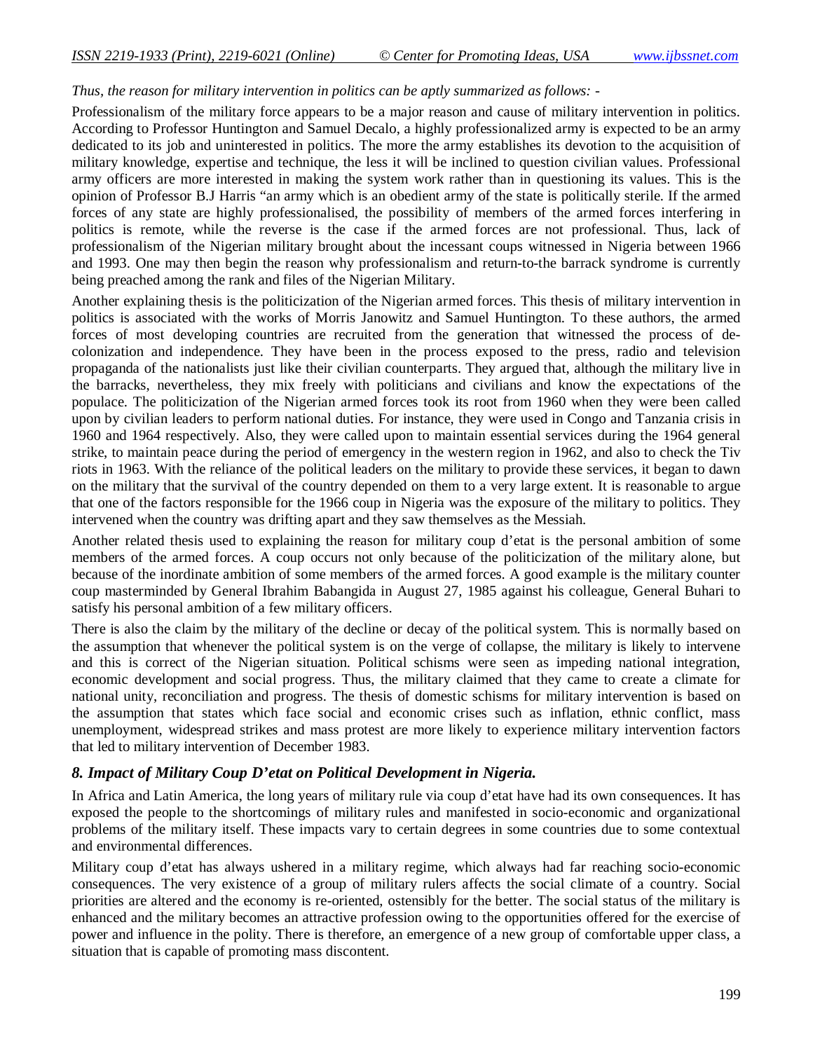*Thus, the reason for military intervention in politics can be aptly summarized as follows: -*

Professionalism of the military force appears to be a major reason and cause of military intervention in politics. According to Professor Huntington and Samuel Decalo, a highly professionalized army is expected to be an army dedicated to its job and uninterested in politics. The more the army establishes its devotion to the acquisition of military knowledge, expertise and technique, the less it will be inclined to question civilian values. Professional army officers are more interested in making the system work rather than in questioning its values. This is the opinion of Professor B.J Harris "an army which is an obedient army of the state is politically sterile. If the armed forces of any state are highly professionalised, the possibility of members of the armed forces interfering in politics is remote, while the reverse is the case if the armed forces are not professional. Thus, lack of professionalism of the Nigerian military brought about the incessant coups witnessed in Nigeria between 1966 and 1993. One may then begin the reason why professionalism and return-to-the barrack syndrome is currently being preached among the rank and files of the Nigerian Military.

Another explaining thesis is the politicization of the Nigerian armed forces. This thesis of military intervention in politics is associated with the works of Morris Janowitz and Samuel Huntington. To these authors, the armed forces of most developing countries are recruited from the generation that witnessed the process of de-colonization and independence. They have been in the process exposed to the press, radio and television propaganda of the nationalists just like their civilian counterparts. They argued that, although the military live in the barracks, nevertheless, they mix freely with politicians and civilians and know the expectations of the populace. The politicization of the Nigerian armed forces took its root from 1960 when they were been called upon by civilian leaders to perform national duties. For instance, they were used in Congo and Tanzania crisis in 1960 and 1964 respectively. Also, they were called upon to maintain essential services during the 1964 general strike, to maintain peace during the period of emergency in the western region in 1962, and also to check the Tiv riots in 1963. With the reliance of the political leaders on the military to provide these services, it began to dawn on the military that the survival of the country depended on them to a very large extent. It is reasonable to argue that one of the factors responsible for the 1966 coup in Nigeria was the exposure of the military to politics. They intervened when the country was drifting apart and they saw themselves as the Messiah.

Another related thesis used to explaining the reason for military coup d'etat is the personal ambition of some members of the armed forces. A coup occurs not only because of the politicization of the military alone, but because of the inordinate ambition of some members of the armed forces. A good example is the military counter coup masterminded by General Ibrahim Babangida in August 27, 1985 against his colleague, General Buhari to satisfy his personal ambition of a few military officers.

There is also the claim by the military of the decline or decay of the political system. This is normally based on the assumption that whenever the political system is on the verge of collapse, the military is likely to intervene and this is correct of the Nigerian situation. Political schisms were seen as impeding national integration, economic development and social progress. Thus, the military claimed that they came to create a climate for national unity, reconciliation and progress. The thesis of domestic schisms for military intervention is based on the assumption that states which face social and economic crises such as inflation, ethnic conflict, mass unemployment, widespread strikes and mass protest are more likely to experience military intervention factors that led to military intervention of December 1983.

## *8. Impact of Military Coup D'etat on Political Development in Nigeria.*

In Africa and Latin America, the long years of military rule via coup d'etat have had its own consequences. It has exposed the people to the shortcomings of military rules and manifested in socio-economic and organizational problems of the military itself. These impacts vary to certain degrees in some countries due to some contextual and environmental differences.

Military coup d'etat has always ushered in a military regime, which always had far reaching socio-economic consequences. The very existence of a group of military rulers affects the social climate of a country. Social priorities are altered and the economy is re-oriented, ostensibly for the better. The social status of the military is enhanced and the military becomes an attractive profession owing to the opportunities offered for the exercise of power and influence in the polity. There is therefore, an emergence of a new group of comfortable upper class, a situation that is capable of promoting mass discontent.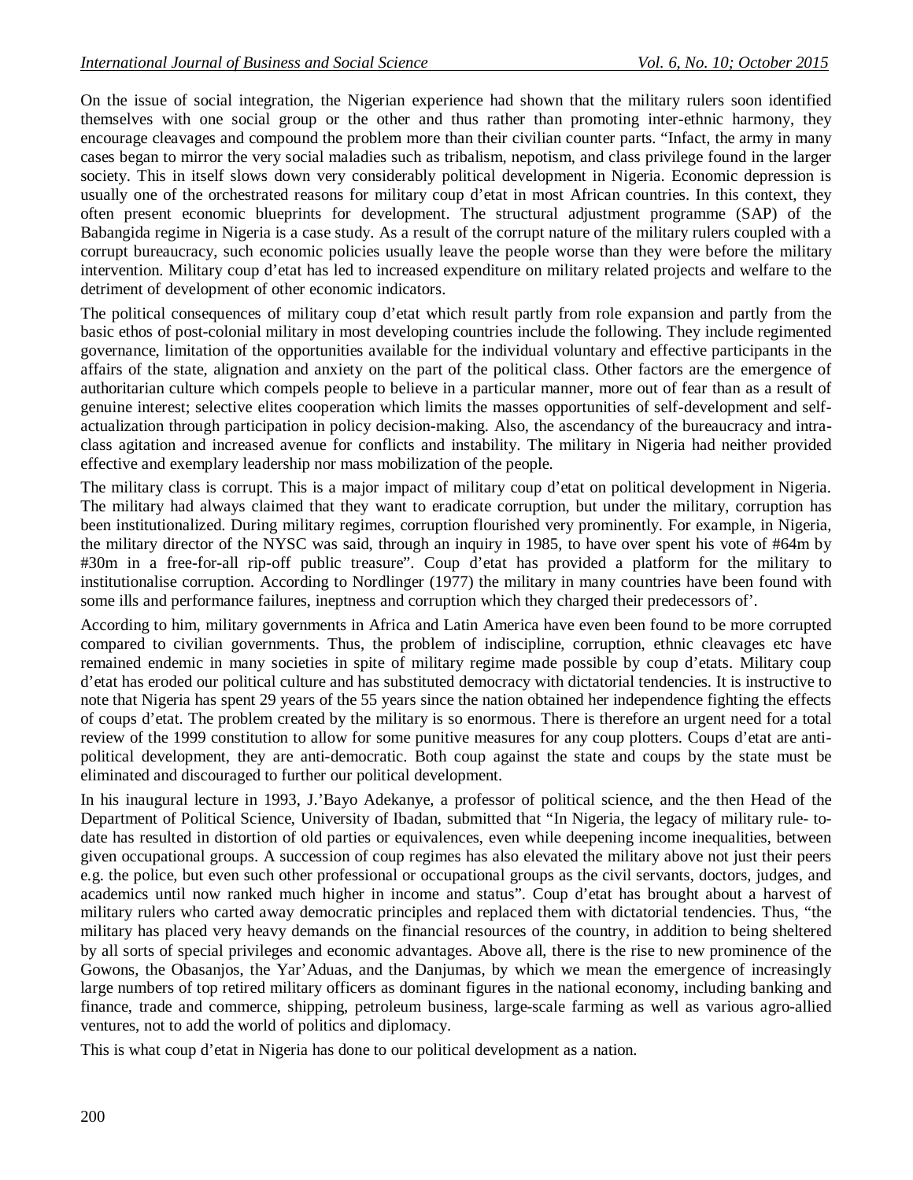On the issue of social integration, the Nigerian experience had shown that the military rulers soon identified themselves with one social group or the other and thus rather than promoting inter-ethnic harmony, they encourage cleavages and compound the problem more than their civilian counter parts. "Infact, the army in many cases began to mirror the very social maladies such as tribalism, nepotism, and class privilege found in the larger society. This in itself slows down very considerably political development in Nigeria. Economic depression is usually one of the orchestrated reasons for military coup d'etat in most African countries. In this context, they often present economic blueprints for development. The structural adjustment programme (SAP) of the Babangida regime in Nigeria is a case study. As a result of the corrupt nature of the military rulers coupled with a corrupt bureaucracy, such economic policies usually leave the people worse than they were before the military intervention. Military coup d'etat has led to increased expenditure on military related projects and welfare to the detriment of development of other economic indicators.

The political consequences of military coup d'etat which result partly from role expansion and partly from the basic ethos of post-colonial military in most developing countries include the following. They include regimented governance, limitation of the opportunities available for the individual voluntary and effective participants in the affairs of the state, alignation and anxiety on the part of the political class. Other factors are the emergence of authoritarian culture which compels people to believe in a particular manner, more out of fear than as a result of genuine interest; selective elites cooperation which limits the masses opportunities of self-development and self-actualization through participation in policy decision-making. Also, the ascendancy of the bureaucracy and intra-class agitation and increased avenue for conflicts and instability. The military in Nigeria had neither provided effective and exemplary leadership nor mass mobilization of the people.

The military class is corrupt. This is a major impact of military coup d'etat on political development in Nigeria. The military had always claimed that they want to eradicate corruption, but under the military, corruption has been institutionalized. During military regimes, corruption flourished very prominently. For example, in Nigeria, the military director of the NYSC was said, through an inquiry in 1985, to have over spent his vote of #64m by #30m in a free-for-all rip-off public treasure". Coup d'etat has provided a platform for the military to institutionalise corruption. According to Nordlinger (1977) the military in many countries have been found with some ills and performance failures, ineptness and corruption which they charged their predecessors of'.

According to him, military governments in Africa and Latin America have even been found to be more corrupted compared to civilian governments. Thus, the problem of indiscipline, corruption, ethnic cleavages etc have remained endemic in many societies in spite of military regime made possible by coup d'etats. Military coup d'etat has eroded our political culture and has substituted democracy with dictatorial tendencies. It is instructive to note that Nigeria has spent 29 years of the 55 years since the nation obtained her independence fighting the effects of coups d'etat. The problem created by the military is so enormous. There is therefore an urgent need for a total review of the 1999 constitution to allow for some punitive measures for any coup plotters. Coups d'etat are anti-political development, they are anti-democratic. Both coup against the state and coups by the state must be eliminated and discouraged to further our political development.

In his inaugural lecture in 1993, J.'Bayo Adekanye, a professor of political science, and the then Head of the Department of Political Science, University of Ibadan, submitted that "In Nigeria, the legacy of military rule- to-date has resulted in distortion of old parties or equivalences, even while deepening income inequalities, between given occupational groups. A succession of coup regimes has also elevated the military above not just their peers e.g. the police, but even such other professional or occupational groups as the civil servants, doctors, judges, and academics until now ranked much higher in income and status". Coup d'etat has brought about a harvest of military rulers who carted away democratic principles and replaced them with dictatorial tendencies. Thus, "the military has placed very heavy demands on the financial resources of the country, in addition to being sheltered by all sorts of special privileges and economic advantages. Above all, there is the rise to new prominence of the Gowons, the Obasanjos, the Yar'Aduas, and the Danjumas, by which we mean the emergence of increasingly large numbers of top retired military officers as dominant figures in the national economy, including banking and finance, trade and commerce, shipping, petroleum business, large-scale farming as well as various agro-allied ventures, not to add the world of politics and diplomacy.

This is what coup d'etat in Nigeria has done to our political development as a nation.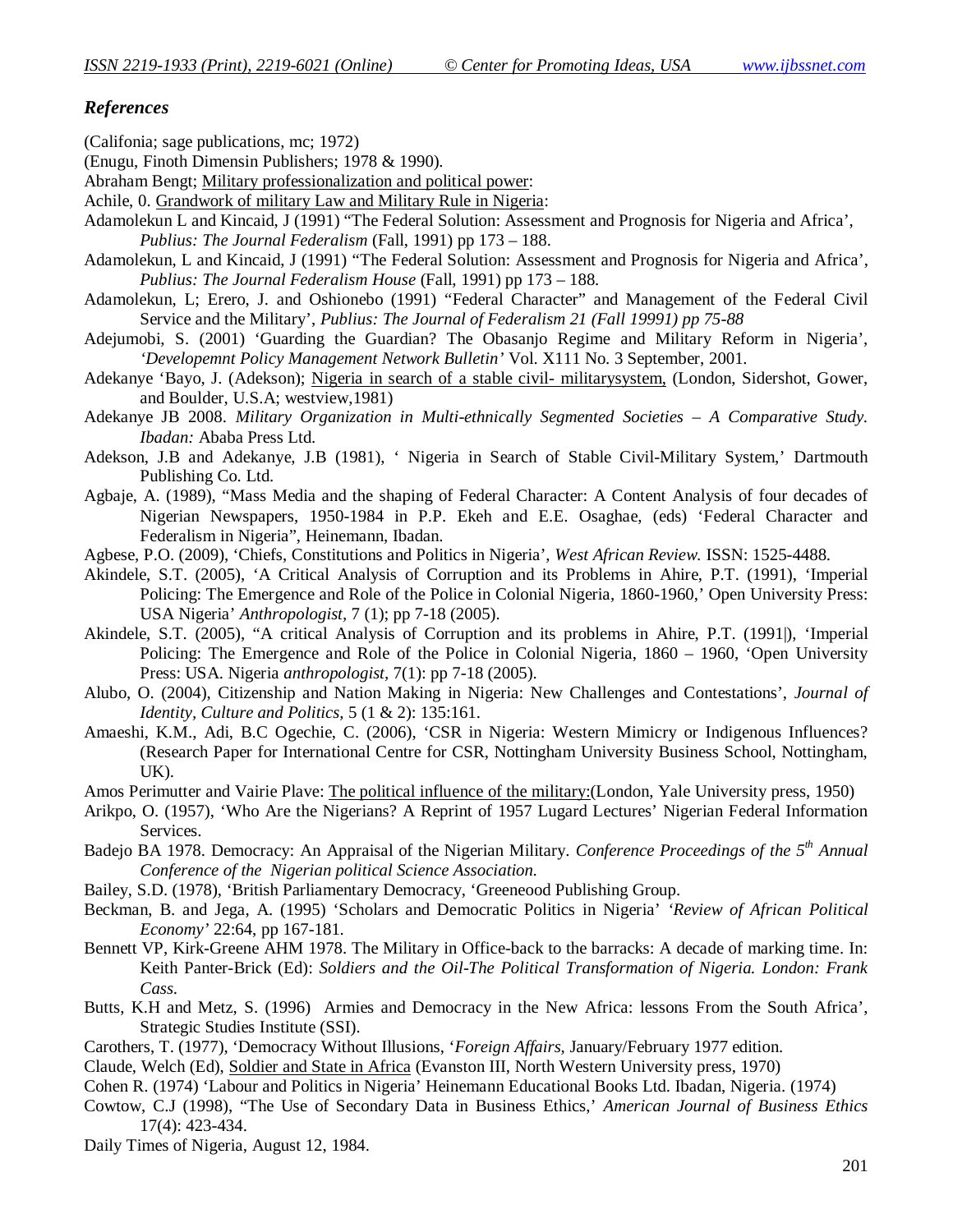## *References*

(Califonia; sage publications, mc; 1972)

(Enugu, Finoth Dimensin Publishers; 1978 & 1990).

Abraham Bengt; Military professionalization and political power:

Achile, 0. Grandwork of military Law and Military Rule in Nigeria:

Adamolekun L and Kincaid, J (1991) "The Federal Solution: Assessment and Prognosis for Nigeria and Africa', *Publius: The Journal Federalism* (Fall, 1991) pp 173 – 188.

Adamolekun, L and Kincaid, J (1991) "The Federal Solution: Assessment and Prognosis for Nigeria and Africa', *Publius: The Journal Federalism House* (Fall, 1991) pp 173 – 188.

Adamolekun, L; Erero, J. and Oshionebo (1991) "Federal Character" and Management of the Federal Civil Service and the Military', *Publius: The Journal of Federalism 21 (Fall 19991) pp 75-88*

Adejumobi, S. (2001) 'Guarding the Guardian? The Obasanjo Regime and Military Reform in Nigeria', *'Developemnt Policy Management Network Bulletin'* Vol. X111 No. 3 September, 2001.

Adekanye 'Bayo, J. (Adekson); Nigeria in search of a stable civil- militarysystem, (London, Sidershot, Gower, and Boulder, U.S.A; westview,1981)

Adekanye JB 2008. *Military Organization in Multi-ethnically Segmented Societies – A Comparative Study. Ibadan:* Ababa Press Ltd.

Adekson, J.B and Adekanye, J.B (1981), ' Nigeria in Search of Stable Civil-Military System,' Dartmouth Publishing Co. Ltd.

Agbaje, A. (1989), "Mass Media and the shaping of Federal Character: A Content Analysis of four decades of Nigerian Newspapers, 1950-1984 in P.P. Ekeh and E.E. Osaghae, (eds) 'Federal Character and Federalism in Nigeria", Heinemann, Ibadan.

Agbese, P.O. (2009), 'Chiefs, Constitutions and Politics in Nigeria', *West African Review.* ISSN: 1525-4488.

Akindele, S.T. (2005), 'A Critical Analysis of Corruption and its Problems in Ahire, P.T. (1991), 'Imperial Policing: The Emergence and Role of the Police in Colonial Nigeria, 1860-1960,' Open University Press: USA Nigeria' *Anthropologist,* 7 (1); pp 7-18 (2005).

Akindele, S.T. (2005), "A critical Analysis of Corruption and its problems in Ahire, P.T. (1991|), 'Imperial Policing: The Emergence and Role of the Police in Colonial Nigeria, 1860 – 1960, 'Open University Press: USA. Nigeria *anthropologist,* 7(1): pp 7-18 (2005).

Alubo, O. (2004), Citizenship and Nation Making in Nigeria: New Challenges and Contestations', *Journal of Identity, Culture and Politics,* 5 (1 & 2): 135:161.

Amaeshi, K.M., Adi, B.C Ogechie, C. (2006), 'CSR in Nigeria: Western Mimicry or Indigenous Influences? (Research Paper for International Centre for CSR, Nottingham University Business School, Nottingham, UK).

Amos Perimutter and Vairie Plave: The political influence of the military:(London, Yale University press, 1950)

Arikpo, O. (1957), 'Who Are the Nigerians? A Reprint of 1957 Lugard Lectures' Nigerian Federal Information Services.

Badejo BA 1978. Democracy: An Appraisal of the Nigerian Military. *Conference Proceedings of the 5th Annual Conference of the Nigerian political Science Association.*

Bailey, S.D. (1978), 'British Parliamentary Democracy, 'Greeneood Publishing Group.

Beckman, B. and Jega, A. (1995) 'Scholars and Democratic Politics in Nigeria' *'Review of African Political Economy'* 22:64, pp 167-181.

Bennett VP, Kirk-Greene AHM 1978. The Military in Office-back to the barracks: A decade of marking time. In: Keith Panter-Brick (Ed): *Soldiers and the Oil-The Political Transformation of Nigeria. London: Frank Cass.*

Butts, K.H and Metz, S. (1996) Armies and Democracy in the New Africa: lessons From the South Africa', Strategic Studies Institute (SSI).

Carothers, T. (1977), 'Democracy Without Illusions, '*Foreign Affairs,* January/February 1977 edition.

Claude, Welch (Ed), Soldier and State in Africa (Evanston III, North Western University press, 1970)

Cohen R. (1974) 'Labour and Politics in Nigeria' Heinemann Educational Books Ltd. Ibadan, Nigeria. (1974)

Cowtow, C.J (1998), "The Use of Secondary Data in Business Ethics,' *American Journal of Business Ethics* 17(4): 423-434.

Daily Times of Nigeria, August 12, 1984.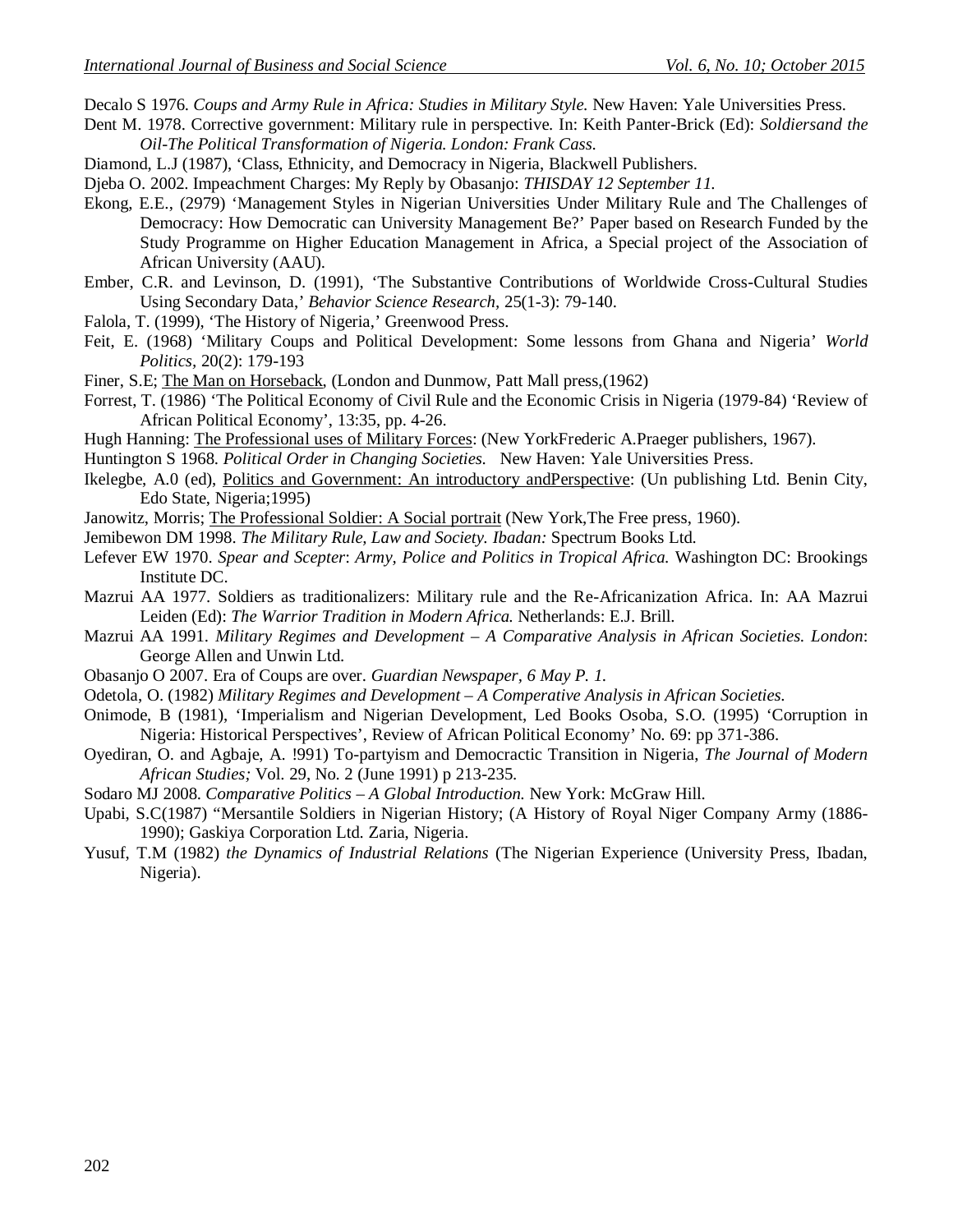Decalo S 1976. *Coups and Army Rule in Africa: Studies in Military Style.* New Haven: Yale Universities Press.

Dent M. 1978. Corrective government: Military rule in perspective. In: Keith Panter-Brick (Ed): *Soldiersand the Oil-The Political Transformation of Nigeria. London: Frank Cass.*

Diamond, L.J (1987), 'Class, Ethnicity, and Democracy in Nigeria, Blackwell Publishers.

Djeba O. 2002. Impeachment Charges: My Reply by Obasanjo: *THISDAY 12 September 11.*

Ekong, E.E., (2979) 'Management Styles in Nigerian Universities Under Military Rule and The Challenges of Democracy: How Democratic can University Management Be?' Paper based on Research Funded by the Study Programme on Higher Education Management in Africa, a Special project of the Association of African University (AAU).

Ember, C.R. and Levinson, D. (1991), 'The Substantive Contributions of Worldwide Cross-Cultural Studies Using Secondary Data,' *Behavior Science Research,* 25(1-3): 79-140.

Falola, T. (1999), 'The History of Nigeria,' Greenwood Press.

Feit, E. (1968) 'Military Coups and Political Development: Some lessons from Ghana and Nigeria' *World Politics*, 20(2): 179-193

Finer, S.E; The Man on Horseback, (London and Dunmow, Patt Mall press,(1962)

Forrest, T. (1986) 'The Political Economy of Civil Rule and the Economic Crisis in Nigeria (1979-84) 'Review of African Political Economy', 13:35, pp. 4-26.

Hugh Hanning: The Professional uses of Military Forces: (New YorkFrederic A.Praeger publishers, 1967).

Huntington S 1968. *Political Order in Changing Societies.* New Haven: Yale Universities Press.

Ikelegbe, A.0 (ed), Politics and Government: An introductory andPerspective: (Un publishing Ltd. Benin City, Edo State, Nigeria;1995)

Janowitz, Morris; The Professional Soldier: A Social portrait (New York,The Free press, 1960).

Jemibewon DM 1998. *The Military Rule, Law and Society. Ibadan:* Spectrum Books Ltd.

Lefever EW 1970. *Spear and Scepter*: *Army, Police and Politics in Tropical Africa.* Washington DC: Brookings Institute DC.

Mazrui AA 1977. Soldiers as traditionalizers: Military rule and the Re-Africanization Africa. In: AA Mazrui Leiden (Ed): *The Warrior Tradition in Modern Africa.* Netherlands: E.J. Brill.

Mazrui AA 1991. *Military Regimes and Development – A Comparative Analysis in African Societies. London*: George Allen and Unwin Ltd.

Obasanjo O 2007. Era of Coups are over. *Guardian Newspaper, 6 May P. 1.*

Odetola, O. (1982) *Military Regimes and Development – A Comperative Analysis in African Societies.*

Onimode, B (1981), 'Imperialism and Nigerian Development, Led Books Osoba, S.O. (1995) 'Corruption in Nigeria: Historical Perspectives', Review of African Political Economy' No. 69: pp 371-386.

Oyediran, O. and Agbaje, A. !991) To-partyism and Democractic Transition in Nigeria, *The Journal of Modern African Studies;* Vol. 29, No. 2 (June 1991) p 213-235.

Sodaro MJ 2008. *Comparative Politics – A Global Introduction.* New York: McGraw Hill.

Upabi, S.C(1987) "Mersantile Soldiers in Nigerian History; (A History of Royal Niger Company Army (1886-1990); Gaskiya Corporation Ltd. Zaria, Nigeria.

Yusuf, T.M (1982) *the Dynamics of Industrial Relations* (The Nigerian Experience (University Press, Ibadan, Nigeria).